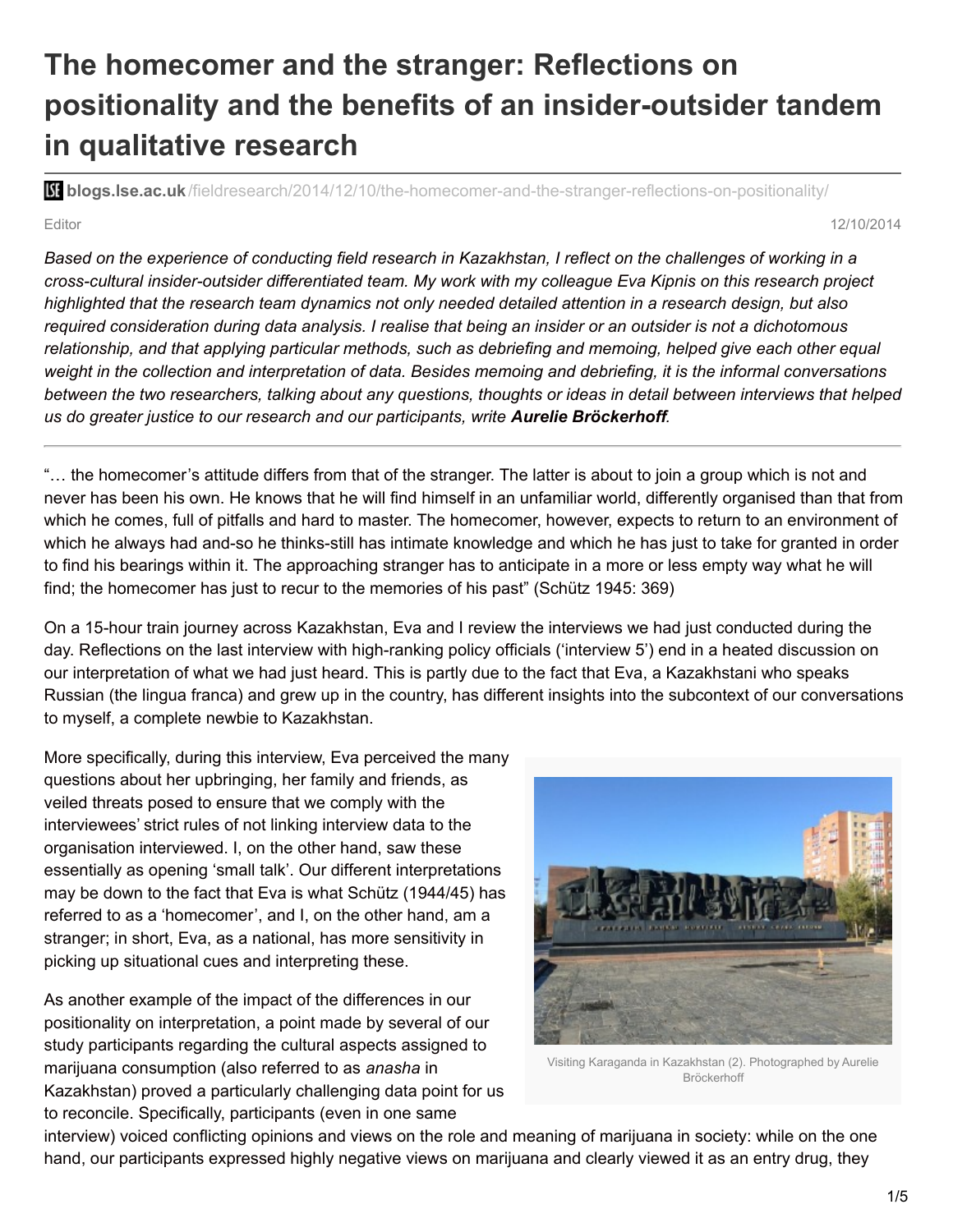# The homecomer and the stranger: Reflections on positionality and the benefits of an insider-outsider tandem in qualitative research

**blogs.lse.ac.uk**/fieldresearch/2014/12/10/the-homecomer-and-the-stranger-reflections-on-positionality/

Editor 12/10/2014

*Based on the experience of conducting field research in Kazakhstan, I reflect on the challenges of working in a cross-cultural insider-outsider differentiated team. My work with my colleague Eva Kipnis on this research project highlighted that the research team dynamics not only needed detailed attention in a research design, but also required consideration during data analysis. I realise that being an insider or an outsider is not a dichotomous relationship, and that applying particular methods, such as debriefing and memoing, helped give each other equal weight in the collection and interpretation of data. Besides memoing and debriefing, it is the informal conversations between the two researchers, talking about any questions, thoughts or ideas in detail between interviews that helped us do greater justice to our research and our participants, write* ***Aurelie Bröckerhoff****.*

---

"… the homecomer's attitude differs from that of the stranger. The latter is about to join a group which is not and never has been his own. He knows that he will find himself in an unfamiliar world, differently organised than that from which he comes, full of pitfalls and hard to master. The homecomer, however, expects to return to an environment of which he always had and-so he thinks-still has intimate knowledge and which he has just to take for granted in order to find his bearings within it. The approaching stranger has to anticipate in a more or less empty way what he will find; the homecomer has just to recur to the memories of his past" (Schütz 1945: 369)

On a 15-hour train journey across Kazakhstan, Eva and I review the interviews we had just conducted during the day. Reflections on the last interview with high-ranking policy officials ('interview 5') end in a heated discussion on our interpretation of what we had just heard. This is partly due to the fact that Eva, a Kazakhstani who speaks Russian (the lingua franca) and grew up in the country, has different insights into the subcontext of our conversations to myself, a complete newbie to Kazakhstan.

More specifically, during this interview, Eva perceived the many questions about her upbringing, her family and friends, as veiled threats posed to ensure that we comply with the interviewees' strict rules of not linking interview data to the organisation interviewed. I, on the other hand, saw these essentially as opening 'small talk'. Our different interpretations may be down to the fact that Eva is what Schütz (1944/45) has referred to as a 'homecomer', and I, on the other hand, am a stranger; in short, Eva, as a national, has more sensitivity in picking up situational cues and interpreting these.

Visiting Karaganda in Kazakhstan (2). Photographed by Aurelie Bröckerhoff

As another example of the impact of the differences in our positionality on interpretation, a point made by several of our study participants regarding the cultural aspects assigned to marijuana consumption (also referred to as *anasha* in Kazakhstan) proved a particularly challenging data point for us to reconcile. Specifically, participants (even in one same interview) voiced conflicting opinions and views on the role and meaning of marijuana in society: while on the one hand, our participants expressed highly negative views on marijuana and clearly viewed it as an entry drug, they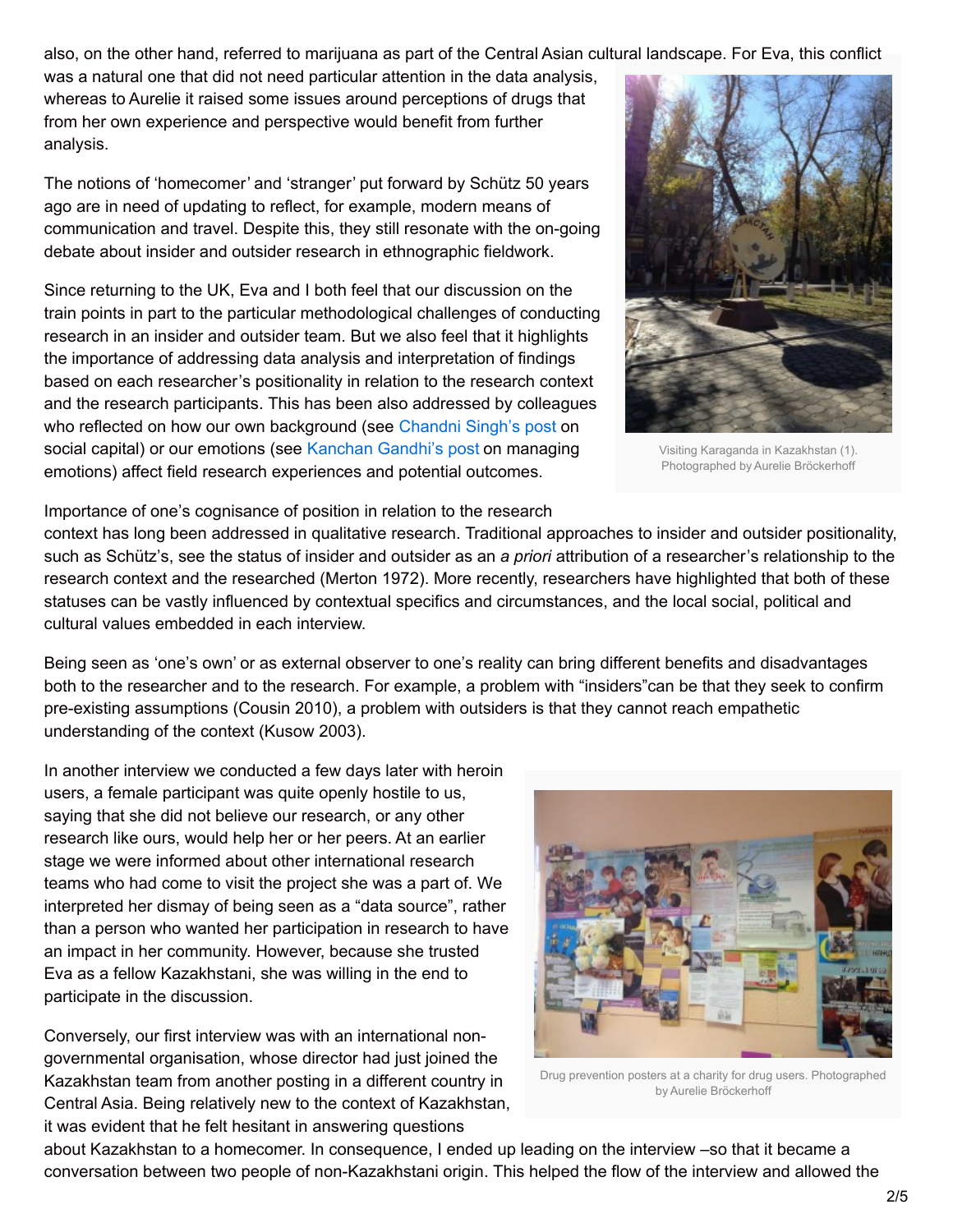also, on the other hand, referred to marijuana as part of the Central Asian cultural landscape. For Eva, this conflict was a natural one that did not need particular attention in the data analysis, whereas to Aurelie it raised some issues around perceptions of drugs that from her own experience and perspective would benefit from further analysis.

The notions of 'homecomer' and 'stranger' put forward by Schütz 50 years ago are in need of updating to reflect, for example, modern means of communication and travel. Despite this, they still resonate with the on-going debate about insider and outsider research in ethnographic fieldwork.

Since returning to the UK, Eva and I both feel that our discussion on the train points in part to the particular methodological challenges of conducting research in an insider and outsider team. But we also feel that it highlights the importance of addressing data analysis and interpretation of findings based on each researcher's positionality in relation to the research context and the research participants. This has been also addressed by colleagues who reflected on how our own background (see Chandni Singh's post on social capital) or our emotions (see Kanchan Gandhi's post on managing emotions) affect field research experiences and potential outcomes.

Visiting Karaganda in Kazakhstan (1). Photographed by Aurelie Bröckerhoff

Importance of one's cognisance of position in relation to the research context has long been addressed in qualitative research. Traditional approaches to insider and outsider positionality, such as Schütz's, see the status of insider and outsider as an *a priori* attribution of a researcher's relationship to the research context and the researched (Merton 1972). More recently, researchers have highlighted that both of these statuses can be vastly influenced by contextual specifics and circumstances, and the local social, political and cultural values embedded in each interview.

Being seen as 'one's own' or as external observer to one's reality can bring different benefits and disadvantages both to the researcher and to the research. For example, a problem with "insiders"can be that they seek to confirm pre-existing assumptions (Cousin 2010), a problem with outsiders is that they cannot reach empathetic understanding of the context (Kusow 2003).

In another interview we conducted a few days later with heroin users, a female participant was quite openly hostile to us, saying that she did not believe our research, or any other research like ours, would help her or her peers. At an earlier stage we were informed about other international research teams who had come to visit the project she was a part of. We interpreted her dismay of being seen as a "data source", rather than a person who wanted her participation in research to have an impact in her community. However, because she trusted Eva as a fellow Kazakhstani, she was willing in the end to participate in the discussion.

Drug prevention posters at a charity for drug users. Photographed by Aurelie Bröckerhoff

Conversely, our first interview was with an international non-governmental organisation, whose director had just joined the Kazakhstan team from another posting in a different country in Central Asia. Being relatively new to the context of Kazakhstan, it was evident that he felt hesitant in answering questions about Kazakhstan to a homecomer. In consequence, I ended up leading on the interview –so that it became a conversation between two people of non-Kazakhstani origin. This helped the flow of the interview and allowed the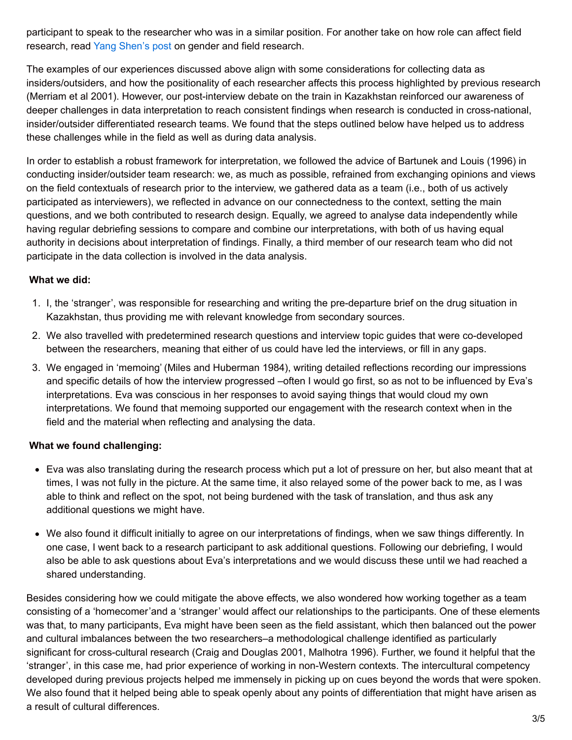participant to speak to the researcher who was in a similar position. For another take on how role can affect field research, read Yang Shen's post on gender and field research.

The examples of our experiences discussed above align with some considerations for collecting data as insiders/outsiders, and how the positionality of each researcher affects this process highlighted by previous research (Merriam et al 2001). However, our post-interview debate on the train in Kazakhstan reinforced our awareness of deeper challenges in data interpretation to reach consistent findings when research is conducted in cross-national, insider/outsider differentiated research teams. We found that the steps outlined below have helped us to address these challenges while in the field as well as during data analysis.

In order to establish a robust framework for interpretation, we followed the advice of Bartunek and Louis (1996) in conducting insider/outsider team research: we, as much as possible, refrained from exchanging opinions and views on the field contextuals of research prior to the interview, we gathered data as a team (i.e., both of us actively participated as interviewers), we reflected in advance on our connectedness to the context, setting the main questions, and we both contributed to research design. Equally, we agreed to analyse data independently while having regular debriefing sessions to compare and combine our interpretations, with both of us having equal authority in decisions about interpretation of findings. Finally, a third member of our research team who did not participate in the data collection is involved in the data analysis.

**What we did:**

1. I, the 'stranger', was responsible for researching and writing the pre-departure brief on the drug situation in Kazakhstan, thus providing me with relevant knowledge from secondary sources.
2. We also travelled with predetermined research questions and interview topic guides that were co-developed between the researchers, meaning that either of us could have led the interviews, or fill in any gaps.
3. We engaged in 'memoing' (Miles and Huberman 1984), writing detailed reflections recording our impressions and specific details of how the interview progressed –often I would go first, so as not to be influenced by Eva's interpretations. Eva was conscious in her responses to avoid saying things that would cloud my own interpretations. We found that memoing supported our engagement with the research context when in the field and the material when reflecting and analysing the data.

**What we found challenging:**

- Eva was also translating during the research process which put a lot of pressure on her, but also meant that at times, I was not fully in the picture. At the same time, it also relayed some of the power back to me, as I was able to think and reflect on the spot, not being burdened with the task of translation, and thus ask any additional questions we might have.
- We also found it difficult initially to agree on our interpretations of findings, when we saw things differently. In one case, I went back to a research participant to ask additional questions. Following our debriefing, I would also be able to ask questions about Eva's interpretations and we would discuss these until we had reached a shared understanding.

Besides considering how we could mitigate the above effects, we also wondered how working together as a team consisting of a 'homecomer'and a 'stranger' would affect our relationships to the participants. One of these elements was that, to many participants, Eva might have been seen as the field assistant, which then balanced out the power and cultural imbalances between the two researchers–a methodological challenge identified as particularly significant for cross-cultural research (Craig and Douglas 2001, Malhotra 1996). Further, we found it helpful that the 'stranger', in this case me, had prior experience of working in non-Western contexts. The intercultural competency developed during previous projects helped me immensely in picking up on cues beyond the words that were spoken. We also found that it helped being able to speak openly about any points of differentiation that might have arisen as a result of cultural differences.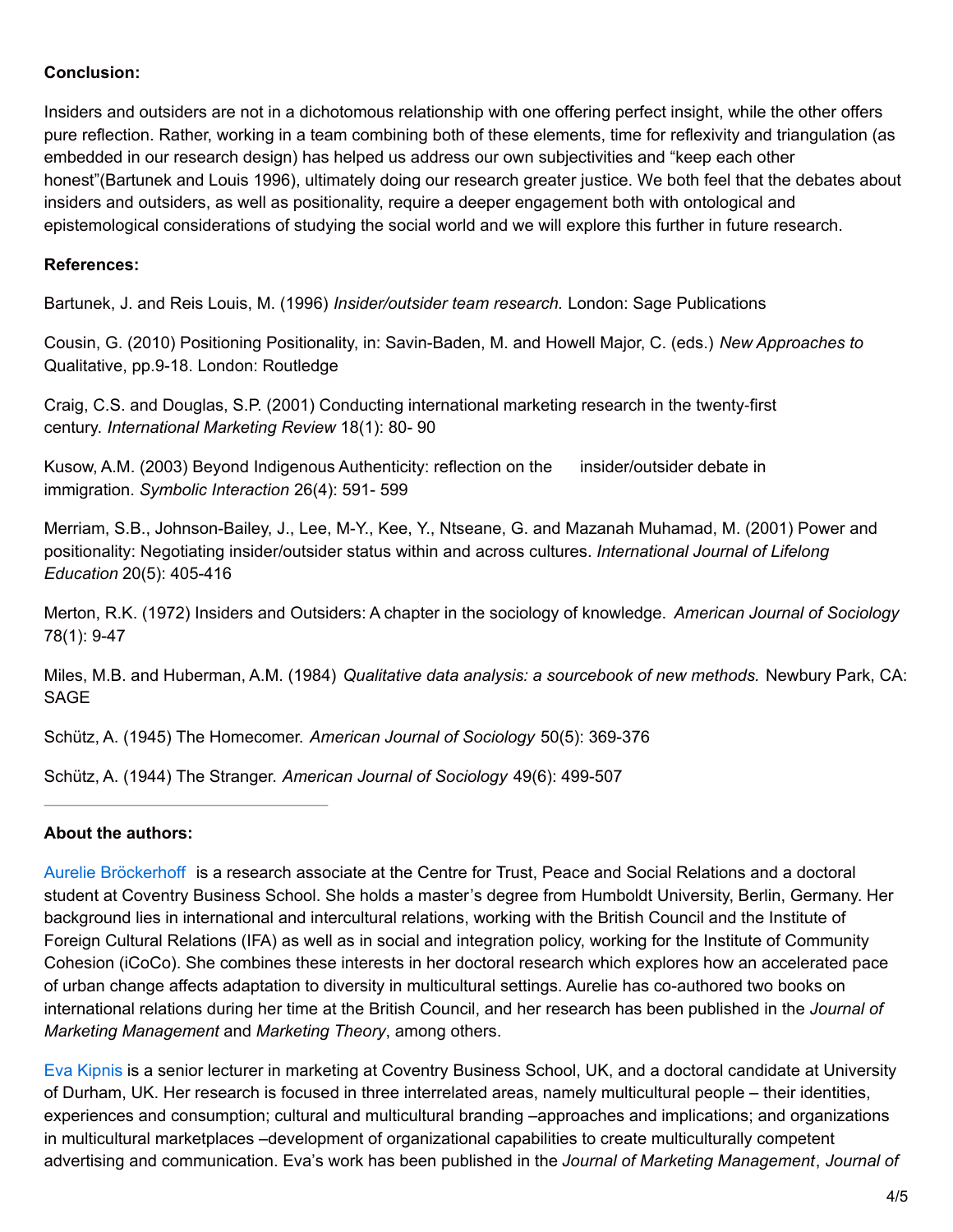**Conclusion:**

Insiders and outsiders are not in a dichotomous relationship with one offering perfect insight, while the other offers pure reflection. Rather, working in a team combining both of these elements, time for reflexivity and triangulation (as embedded in our research design) has helped us address our own subjectivities and "keep each other honest"(Bartunek and Louis 1996), ultimately doing our research greater justice. We both feel that the debates about insiders and outsiders, as well as positionality, require a deeper engagement both with ontological and epistemological considerations of studying the social world and we will explore this further in future research.

**References:**

Bartunek, J. and Reis Louis, M. (1996) *Insider/outsider team research.* London: Sage Publications

Cousin, G. (2010) Positioning Positionality, in: Savin-Baden, M. and Howell Major, C. (eds.) *New Approaches to* Qualitative, pp.9-18. London: Routledge

Craig, C.S. and Douglas, S.P. (2001) Conducting international marketing research in the twenty-first century. *International Marketing Review* 18(1): 80- 90

Kusow, A.M. (2003) Beyond Indigenous Authenticity: reflection on the insider/outsider debate in immigration. *Symbolic Interaction* 26(4): 591- 599

Merriam, S.B., Johnson-Bailey, J., Lee, M-Y., Kee, Y., Ntseane, G. and Mazanah Muhamad, M. (2001) Power and positionality: Negotiating insider/outsider status within and across cultures. *International Journal of Lifelong Education* 20(5): 405-416

Merton, R.K. (1972) Insiders and Outsiders: A chapter in the sociology of knowledge. *American Journal of Sociology* 78(1): 9-47

Miles, M.B. and Huberman, A.M. (1984) *Qualitative data analysis: a sourcebook of new methods.* Newbury Park, CA: SAGE

Schütz, A. (1945) The Homecomer. *American Journal of Sociology* 50(5): 369-376

Schütz, A. (1944) The Stranger. *American Journal of Sociology* 49(6): 499-507

---

**About the authors:**

Aurelie Bröckerhoff is a research associate at the Centre for Trust, Peace and Social Relations and a doctoral student at Coventry Business School. She holds a master's degree from Humboldt University, Berlin, Germany. Her background lies in international and intercultural relations, working with the British Council and the Institute of Foreign Cultural Relations (IFA) as well as in social and integration policy, working for the Institute of Community Cohesion (iCoCo). She combines these interests in her doctoral research which explores how an accelerated pace of urban change affects adaptation to diversity in multicultural settings. Aurelie has co-authored two books on international relations during her time at the British Council, and her research has been published in the *Journal of Marketing Management* and *Marketing Theory*, among others.

Eva Kipnis is a senior lecturer in marketing at Coventry Business School, UK, and a doctoral candidate at University of Durham, UK. Her research is focused in three interrelated areas, namely multicultural people – their identities, experiences and consumption; cultural and multicultural branding –approaches and implications; and organizations in multicultural marketplaces –development of organizational capabilities to create multiculturally competent advertising and communication. Eva's work has been published in the *Journal of Marketing Management*, *Journal of*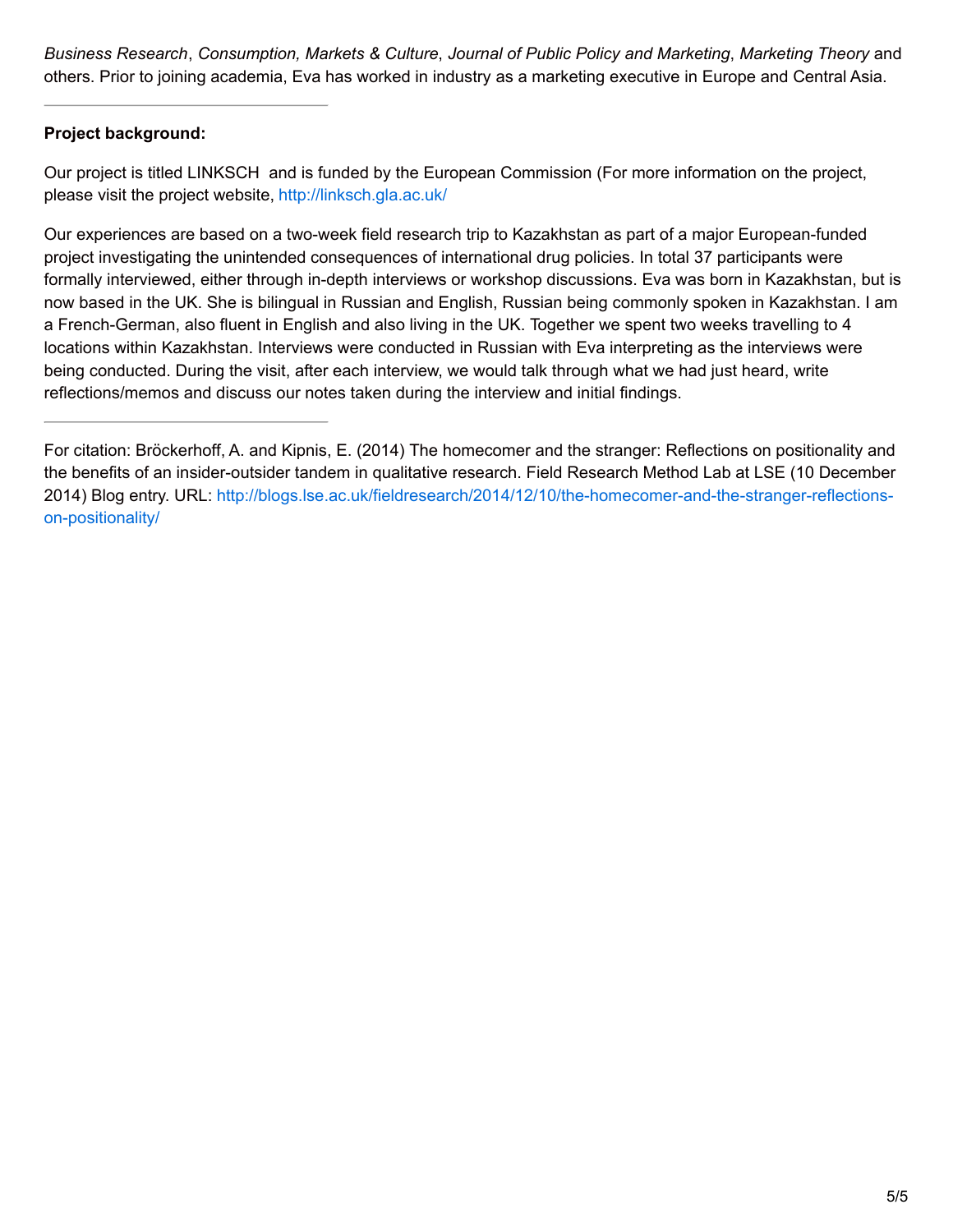*Business Research*, *Consumption, Markets & Culture*, *Journal of Public Policy and Marketing*, *Marketing Theory* and others. Prior to joining academia, Eva has worked in industry as a marketing executive in Europe and Central Asia.

---

**Project background:**

Our project is titled LINKSCH  and is funded by the European Commission (For more information on the project, please visit the project website, http://linksch.gla.ac.uk/

Our experiences are based on a two-week field research trip to Kazakhstan as part of a major European-funded project investigating the unintended consequences of international drug policies. In total 37 participants were formally interviewed, either through in-depth interviews or workshop discussions. Eva was born in Kazakhstan, but is now based in the UK. She is bilingual in Russian and English, Russian being commonly spoken in Kazakhstan. I am a French-German, also fluent in English and also living in the UK. Together we spent two weeks travelling to 4 locations within Kazakhstan. Interviews were conducted in Russian with Eva interpreting as the interviews were being conducted. During the visit, after each interview, we would talk through what we had just heard, write reflections/memos and discuss our notes taken during the interview and initial findings.

---

For citation: Bröckerhoff, A. and Kipnis, E. (2014) The homecomer and the stranger: Reflections on positionality and the benefits of an insider-outsider tandem in qualitative research. Field Research Method Lab at LSE (10 December 2014) Blog entry. URL: http://blogs.lse.ac.uk/fieldresearch/2014/12/10/the-homecomer-and-the-stranger-reflections-on-positionality/